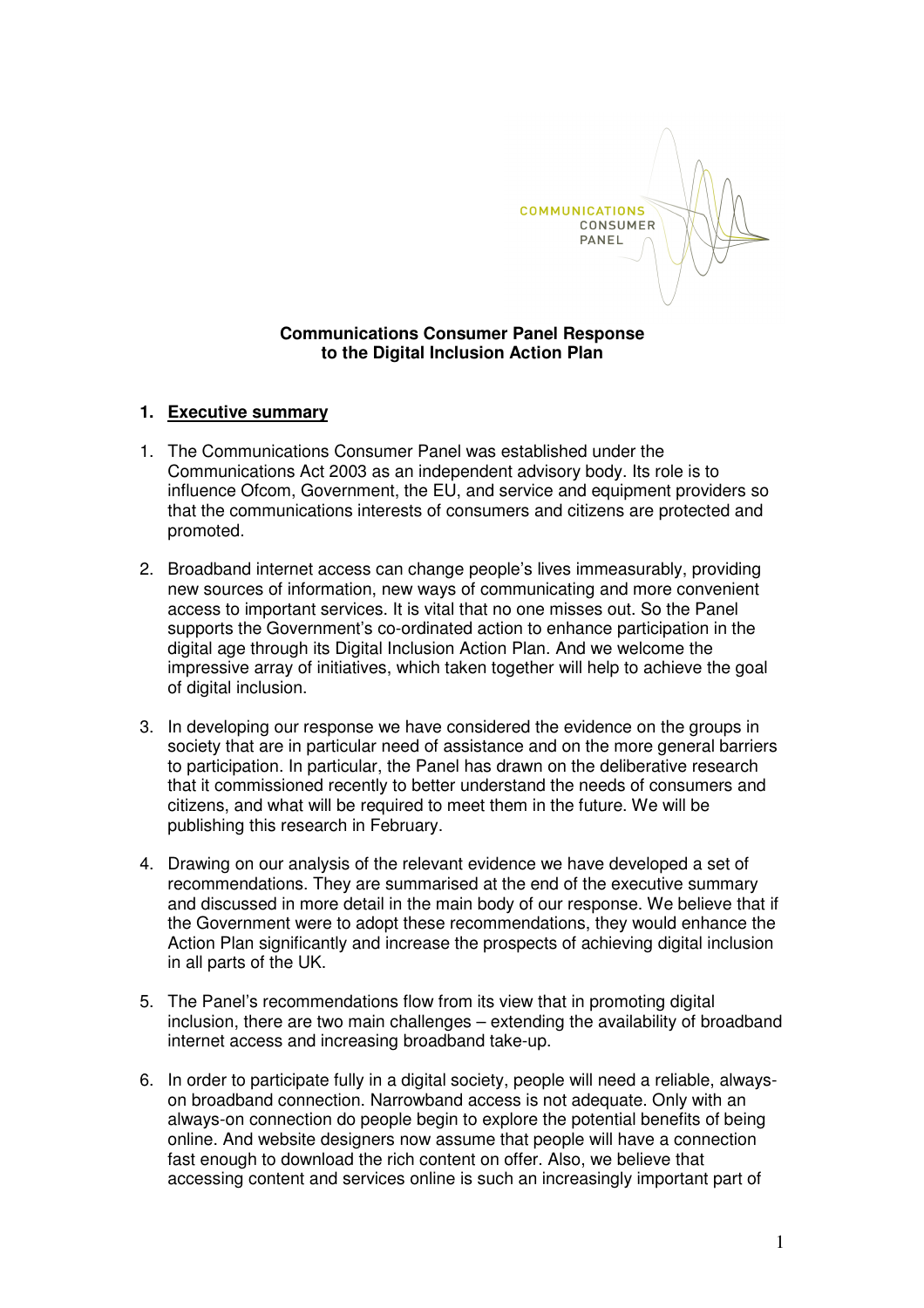**Communications Consumer Panel Response to the Digital Inclusion Action Plan**

## 1. Executive summary

1. The Communications Consumer Panel was established under the Communications Act 2003 as an independent advisory body. Its role is to influence Ofcom, Government, the EU, and service and equipment providers so that the communications interests of consumers and citizens are protected and promoted.

2. Broadband internet access can change people's lives immeasurably, providing new sources of information, new ways of communicating and more convenient access to important services. It is vital that no one misses out. So the Panel supports the Government's co-ordinated action to enhance participation in the digital age through its Digital Inclusion Action Plan. And we welcome the impressive array of initiatives, which taken together will help to achieve the goal of digital inclusion.

3. In developing our response we have considered the evidence on the groups in society that are in particular need of assistance and on the more general barriers to participation. In particular, the Panel has drawn on the deliberative research that it commissioned recently to better understand the needs of consumers and citizens, and what will be required to meet them in the future. We will be publishing this research in February.

4. Drawing on our analysis of the relevant evidence we have developed a set of recommendations. They are summarised at the end of the executive summary and discussed in more detail in the main body of our response. We believe that if the Government were to adopt these recommendations, they would enhance the Action Plan significantly and increase the prospects of achieving digital inclusion in all parts of the UK.

5. The Panel's recommendations flow from its view that in promoting digital inclusion, there are two main challenges – extending the availability of broadband internet access and increasing broadband take-up.

6. In order to participate fully in a digital society, people will need a reliable, always-on broadband connection. Narrowband access is not adequate. Only with an always-on connection do people begin to explore the potential benefits of being online. And website designers now assume that people will have a connection fast enough to download the rich content on offer. Also, we believe that accessing content and services online is such an increasingly important part of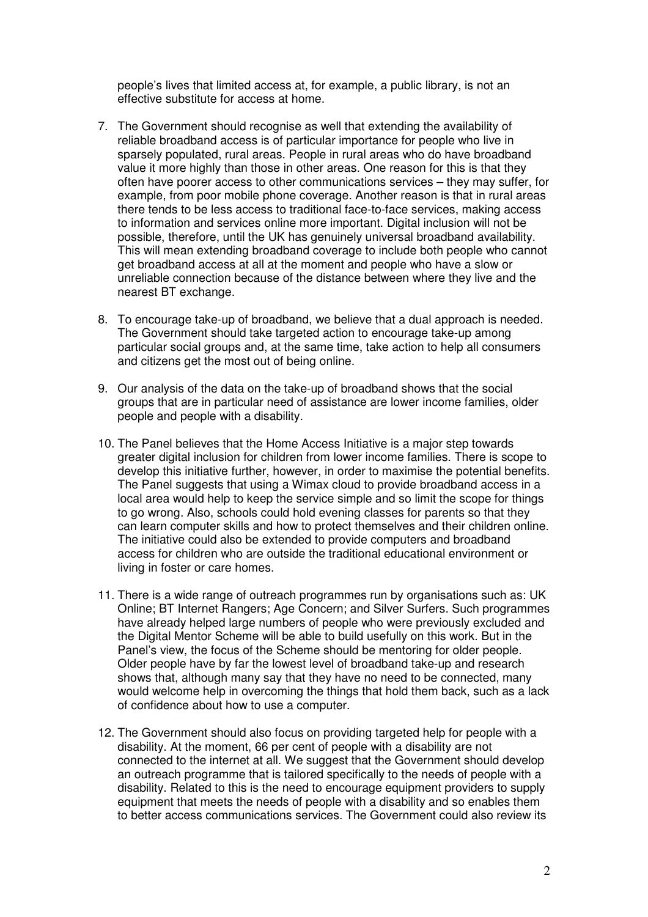people's lives that limited access at, for example, a public library, is not an effective substitute for access at home.

7. The Government should recognise as well that extending the availability of reliable broadband access is of particular importance for people who live in sparsely populated, rural areas. People in rural areas who do have broadband value it more highly than those in other areas. One reason for this is that they often have poorer access to other communications services – they may suffer, for example, from poor mobile phone coverage. Another reason is that in rural areas there tends to be less access to traditional face-to-face services, making access to information and services online more important. Digital inclusion will not be possible, therefore, until the UK has genuinely universal broadband availability. This will mean extending broadband coverage to include both people who cannot get broadband access at all at the moment and people who have a slow or unreliable connection because of the distance between where they live and the nearest BT exchange.

8. To encourage take-up of broadband, we believe that a dual approach is needed. The Government should take targeted action to encourage take-up among particular social groups and, at the same time, take action to help all consumers and citizens get the most out of being online.

9. Our analysis of the data on the take-up of broadband shows that the social groups that are in particular need of assistance are lower income families, older people and people with a disability.

10. The Panel believes that the Home Access Initiative is a major step towards greater digital inclusion for children from lower income families. There is scope to develop this initiative further, however, in order to maximise the potential benefits. The Panel suggests that using a Wimax cloud to provide broadband access in a local area would help to keep the service simple and so limit the scope for things to go wrong. Also, schools could hold evening classes for parents so that they can learn computer skills and how to protect themselves and their children online. The initiative could also be extended to provide computers and broadband access for children who are outside the traditional educational environment or living in foster or care homes.

11. There is a wide range of outreach programmes run by organisations such as: UK Online; BT Internet Rangers; Age Concern; and Silver Surfers. Such programmes have already helped large numbers of people who were previously excluded and the Digital Mentor Scheme will be able to build usefully on this work. But in the Panel's view, the focus of the Scheme should be mentoring for older people. Older people have by far the lowest level of broadband take-up and research shows that, although many say that they have no need to be connected, many would welcome help in overcoming the things that hold them back, such as a lack of confidence about how to use a computer.

12. The Government should also focus on providing targeted help for people with a disability. At the moment, 66 per cent of people with a disability are not connected to the internet at all. We suggest that the Government should develop an outreach programme that is tailored specifically to the needs of people with a disability. Related to this is the need to encourage equipment providers to supply equipment that meets the needs of people with a disability and so enables them to better access communications services. The Government could also review its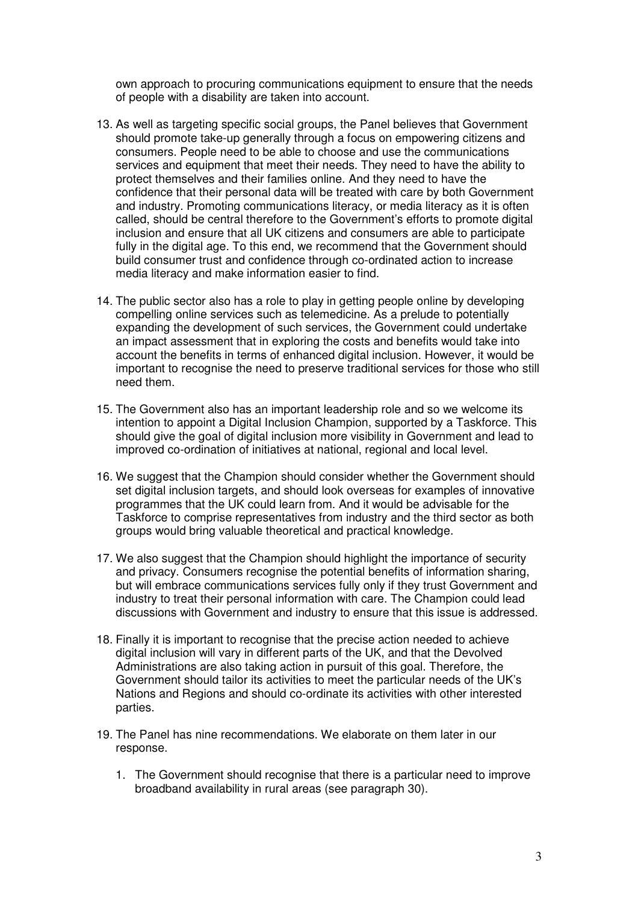own approach to procuring communications equipment to ensure that the needs of people with a disability are taken into account.

13. As well as targeting specific social groups, the Panel believes that Government should promote take-up generally through a focus on empowering citizens and consumers. People need to be able to choose and use the communications services and equipment that meet their needs. They need to have the ability to protect themselves and their families online. And they need to have the confidence that their personal data will be treated with care by both Government and industry. Promoting communications literacy, or media literacy as it is often called, should be central therefore to the Government's efforts to promote digital inclusion and ensure that all UK citizens and consumers are able to participate fully in the digital age. To this end, we recommend that the Government should build consumer trust and confidence through co-ordinated action to increase media literacy and make information easier to find.

14. The public sector also has a role to play in getting people online by developing compelling online services such as telemedicine. As a prelude to potentially expanding the development of such services, the Government could undertake an impact assessment that in exploring the costs and benefits would take into account the benefits in terms of enhanced digital inclusion. However, it would be important to recognise the need to preserve traditional services for those who still need them.

15. The Government also has an important leadership role and so we welcome its intention to appoint a Digital Inclusion Champion, supported by a Taskforce. This should give the goal of digital inclusion more visibility in Government and lead to improved co-ordination of initiatives at national, regional and local level.

16. We suggest that the Champion should consider whether the Government should set digital inclusion targets, and should look overseas for examples of innovative programmes that the UK could learn from. And it would be advisable for the Taskforce to comprise representatives from industry and the third sector as both groups would bring valuable theoretical and practical knowledge.

17. We also suggest that the Champion should highlight the importance of security and privacy. Consumers recognise the potential benefits of information sharing, but will embrace communications services fully only if they trust Government and industry to treat their personal information with care. The Champion could lead discussions with Government and industry to ensure that this issue is addressed.

18. Finally it is important to recognise that the precise action needed to achieve digital inclusion will vary in different parts of the UK, and that the Devolved Administrations are also taking action in pursuit of this goal. Therefore, the Government should tailor its activities to meet the particular needs of the UK's Nations and Regions and should co-ordinate its activities with other interested parties.

19. The Panel has nine recommendations. We elaborate on them later in our response.

    1. The Government should recognise that there is a particular need to improve broadband availability in rural areas (see paragraph 30).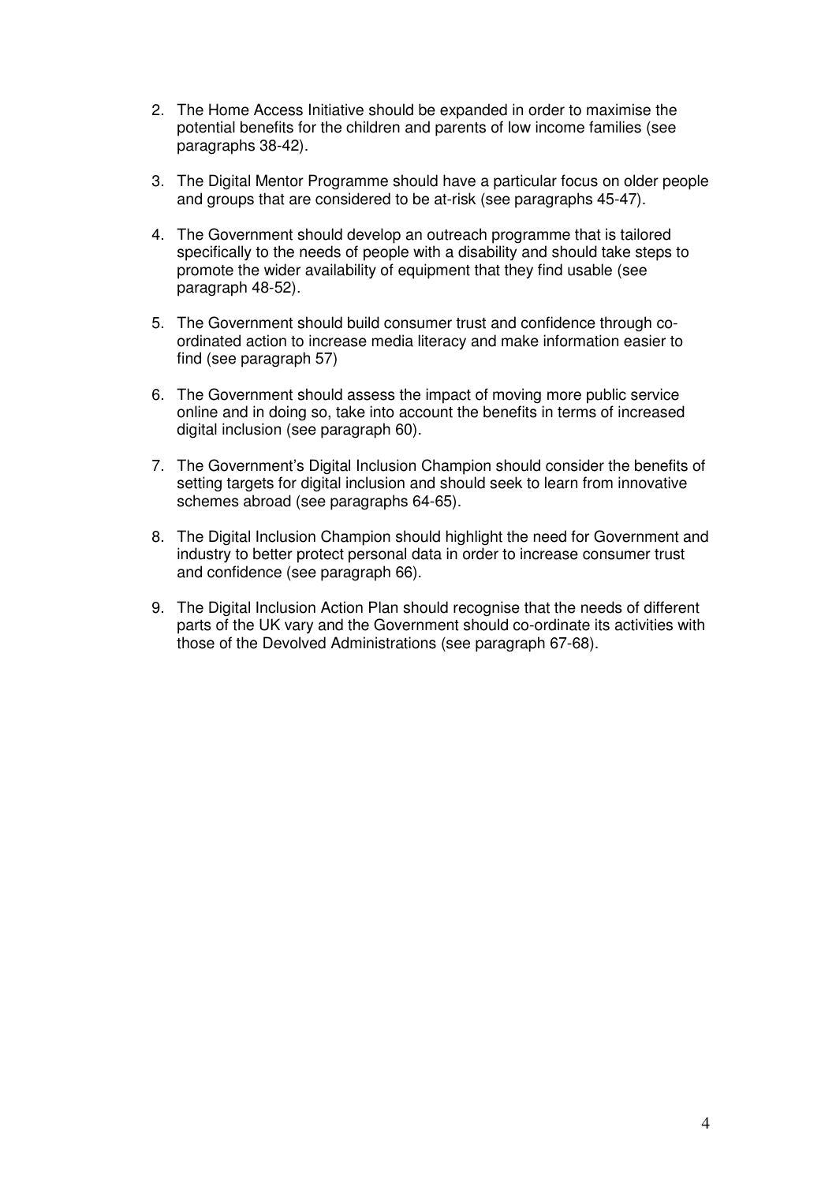2. The Home Access Initiative should be expanded in order to maximise the potential benefits for the children and parents of low income families (see paragraphs 38-42).

3. The Digital Mentor Programme should have a particular focus on older people and groups that are considered to be at-risk (see paragraphs 45-47).

4. The Government should develop an outreach programme that is tailored specifically to the needs of people with a disability and should take steps to promote the wider availability of equipment that they find usable (see paragraph 48-52).

5. The Government should build consumer trust and confidence through co-ordinated action to increase media literacy and make information easier to find (see paragraph 57)

6. The Government should assess the impact of moving more public service online and in doing so, take into account the benefits in terms of increased digital inclusion (see paragraph 60).

7. The Government's Digital Inclusion Champion should consider the benefits of setting targets for digital inclusion and should seek to learn from innovative schemes abroad (see paragraphs 64-65).

8. The Digital Inclusion Champion should highlight the need for Government and industry to better protect personal data in order to increase consumer trust and confidence (see paragraph 66).

9. The Digital Inclusion Action Plan should recognise that the needs of different parts of the UK vary and the Government should co-ordinate its activities with those of the Devolved Administrations (see paragraph 67-68).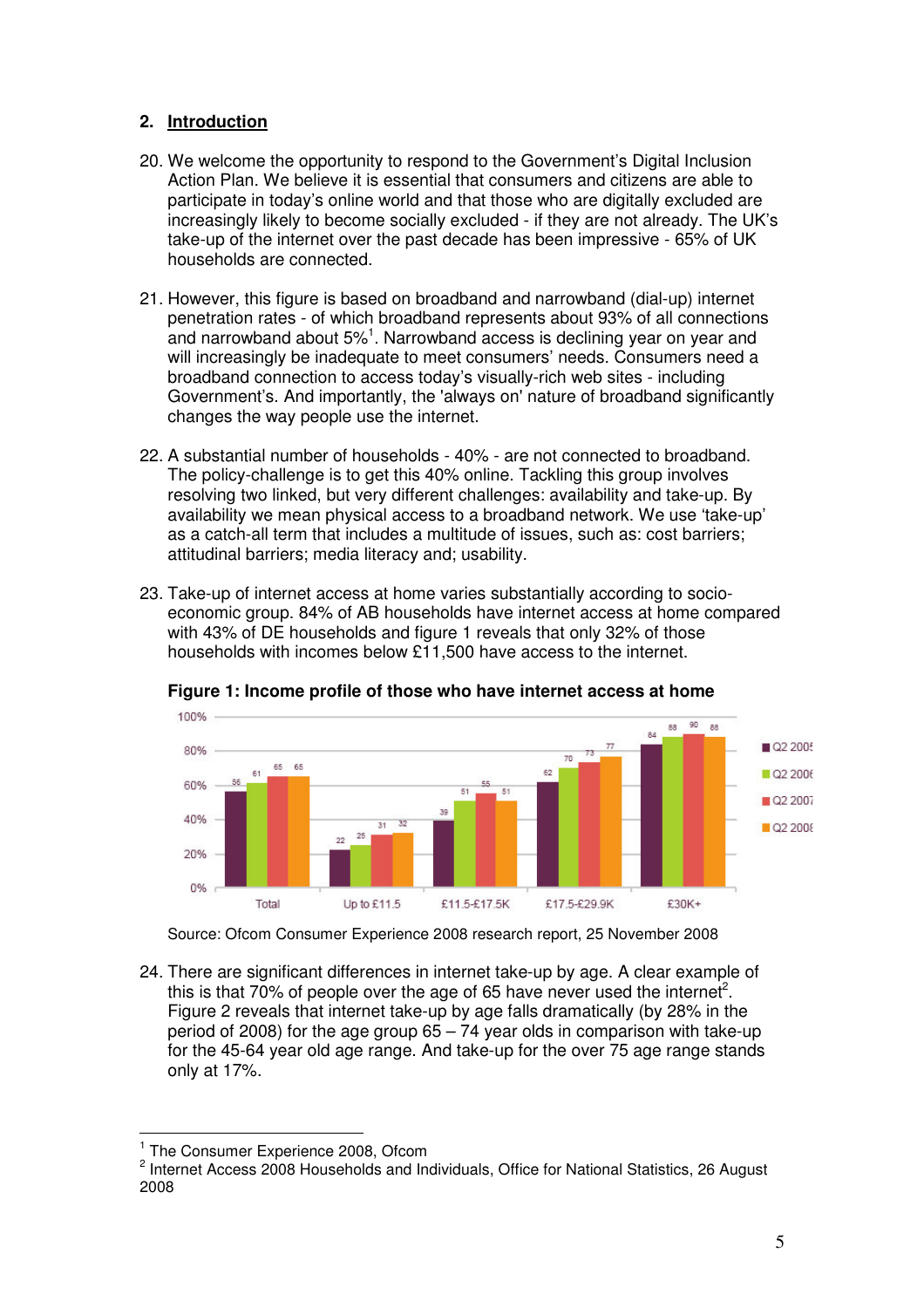## 2. Introduction

20. We welcome the opportunity to respond to the Government's Digital Inclusion Action Plan. We believe it is essential that consumers and citizens are able to participate in today's online world and that those who are digitally excluded are increasingly likely to become socially excluded - if they are not already. The UK's take-up of the internet over the past decade has been impressive - 65% of UK households are connected.

21. However, this figure is based on broadband and narrowband (dial-up) internet penetration rates - of which broadband represents about 93% of all connections and narrowband about 5%[1]. Narrowband access is declining year on year and will increasingly be inadequate to meet consumers' needs. Consumers need a broadband connection to access today's visually-rich web sites - including Government's. And importantly, the 'always on' nature of broadband significantly changes the way people use the internet.

22. A substantial number of households - 40% - are not connected to broadband. The policy-challenge is to get this 40% online. Tackling this group involves resolving two linked, but very different challenges: availability and take-up. By availability we mean physical access to a broadband network. We use 'take-up' as a catch-all term that includes a multitude of issues, such as: cost barriers; attitudinal barriers; media literacy and; usability.

23. Take-up of internet access at home varies substantially according to socio-economic group. 84% of AB households have internet access at home compared with 43% of DE households and figure 1 reveals that only 32% of those households with incomes below £11,500 have access to the internet.

**Figure 1: Income profile of those who have internet access at home**

| | Q2 2005 | Q2 2006 | Q2 2007 | Q2 2008 |
|---|---|---|---|---|
| Total | 56 | 61 | 65 | 65 |
| Up to £11.5 | 22 | 25 | 31 | 32 |
| £11.5-£17.5K | 39 | 51 | 55 | 51 |
| £17.5-£29.9K | 62 | 70 | 73 | 77 |
| £30K+ | 84 | 88 | 90 | 88 |

Source: Ofcom Consumer Experience 2008 research report, 25 November 2008

24. There are significant differences in internet take-up by age. A clear example of this is that 70% of people over the age of 65 have never used the internet[2]. Figure 2 reveals that internet take-up by age falls dramatically (by 28% in the period of 2008) for the age group 65 – 74 year olds in comparison with take-up for the 45-64 year old age range. And take-up for the over 75 age range stands only at 17%.

---

[1] The Consumer Experience 2008, Ofcom

[2] Internet Access 2008 Households and Individuals, Office for National Statistics, 26 August 2008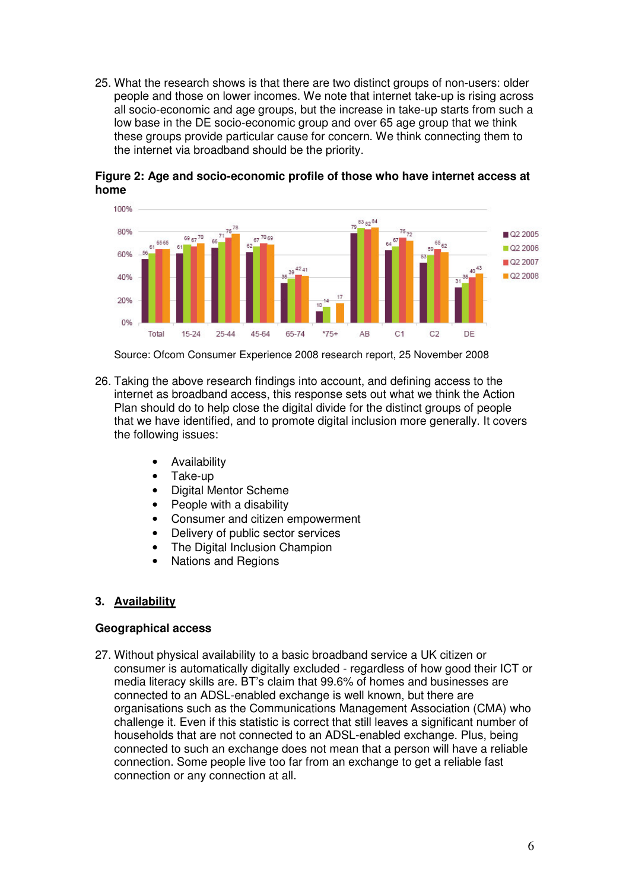25. What the research shows is that there are two distinct groups of non-users: older people and those on lower incomes. We note that internet take-up is rising across all socio-economic and age groups, but the increase in take-up starts from such a low base in the DE socio-economic group and over 65 age group that we think these groups provide particular cause for concern. We think connecting them to the internet via broadband should be the priority.

**Figure 2: Age and socio-economic profile of those who have internet access at home**

Source: Ofcom Consumer Experience 2008 research report, 25 November 2008

26. Taking the above research findings into account, and defining access to the internet as broadband access, this response sets out what we think the Action Plan should do to help close the digital divide for the distinct groups of people that we have identified, and to promote digital inclusion more generally. It covers the following issues:

- Availability
- Take-up
- Digital Mentor Scheme
- People with a disability
- Consumer and citizen empowerment
- Delivery of public sector services
- The Digital Inclusion Champion
- Nations and Regions

## 3. Availability

### Geographical access

27. Without physical availability to a basic broadband service a UK citizen or consumer is automatically digitally excluded - regardless of how good their ICT or media literacy skills are. BT's claim that 99.6% of homes and businesses are connected to an ADSL-enabled exchange is well known, but there are organisations such as the Communications Management Association (CMA) who challenge it. Even if this statistic is correct that still leaves a significant number of households that are not connected to an ADSL-enabled exchange. Plus, being connected to such an exchange does not mean that a person will have a reliable connection. Some people live too far from an exchange to get a reliable fast connection or any connection at all.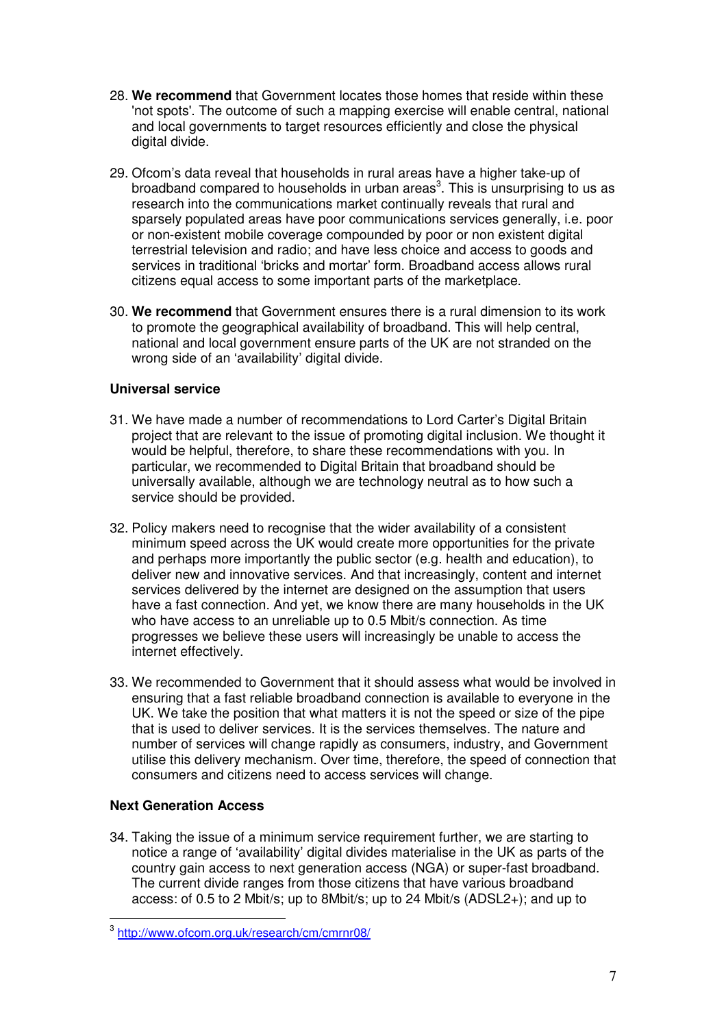28. **We recommend** that Government locates those homes that reside within these 'not spots'. The outcome of such a mapping exercise will enable central, national and local governments to target resources efficiently and close the physical digital divide.

29. Ofcom's data reveal that households in rural areas have a higher take-up of broadband compared to households in urban areas[3]. This is unsurprising to us as research into the communications market continually reveals that rural and sparsely populated areas have poor communications services generally, i.e. poor or non-existent mobile coverage compounded by poor or non existent digital terrestrial television and radio; and have less choice and access to goods and services in traditional 'bricks and mortar' form. Broadband access allows rural citizens equal access to some important parts of the marketplace.

30. **We recommend** that Government ensures there is a rural dimension to its work to promote the geographical availability of broadband. This will help central, national and local government ensure parts of the UK are not stranded on the wrong side of an 'availability' digital divide.

### Universal service

31. We have made a number of recommendations to Lord Carter's Digital Britain project that are relevant to the issue of promoting digital inclusion. We thought it would be helpful, therefore, to share these recommendations with you. In particular, we recommended to Digital Britain that broadband should be universally available, although we are technology neutral as to how such a service should be provided.

32. Policy makers need to recognise that the wider availability of a consistent minimum speed across the UK would create more opportunities for the private and perhaps more importantly the public sector (e.g. health and education), to deliver new and innovative services. And that increasingly, content and internet services delivered by the internet are designed on the assumption that users have a fast connection. And yet, we know there are many households in the UK who have access to an unreliable up to 0.5 Mbit/s connection. As time progresses we believe these users will increasingly be unable to access the internet effectively.

33. We recommended to Government that it should assess what would be involved in ensuring that a fast reliable broadband connection is available to everyone in the UK. We take the position that what matters it is not the speed or size of the pipe that is used to deliver services. It is the services themselves. The nature and number of services will change rapidly as consumers, industry, and Government utilise this delivery mechanism. Over time, therefore, the speed of connection that consumers and citizens need to access services will change.

### Next Generation Access

34. Taking the issue of a minimum service requirement further, we are starting to notice a range of 'availability' digital divides materialise in the UK as parts of the country gain access to next generation access (NGA) or super-fast broadband. The current divide ranges from those citizens that have various broadband access: of 0.5 to 2 Mbit/s; up to 8Mbit/s; up to 24 Mbit/s (ADSL2+); and up to

[3] http://www.ofcom.org.uk/research/cm/cmrnr08/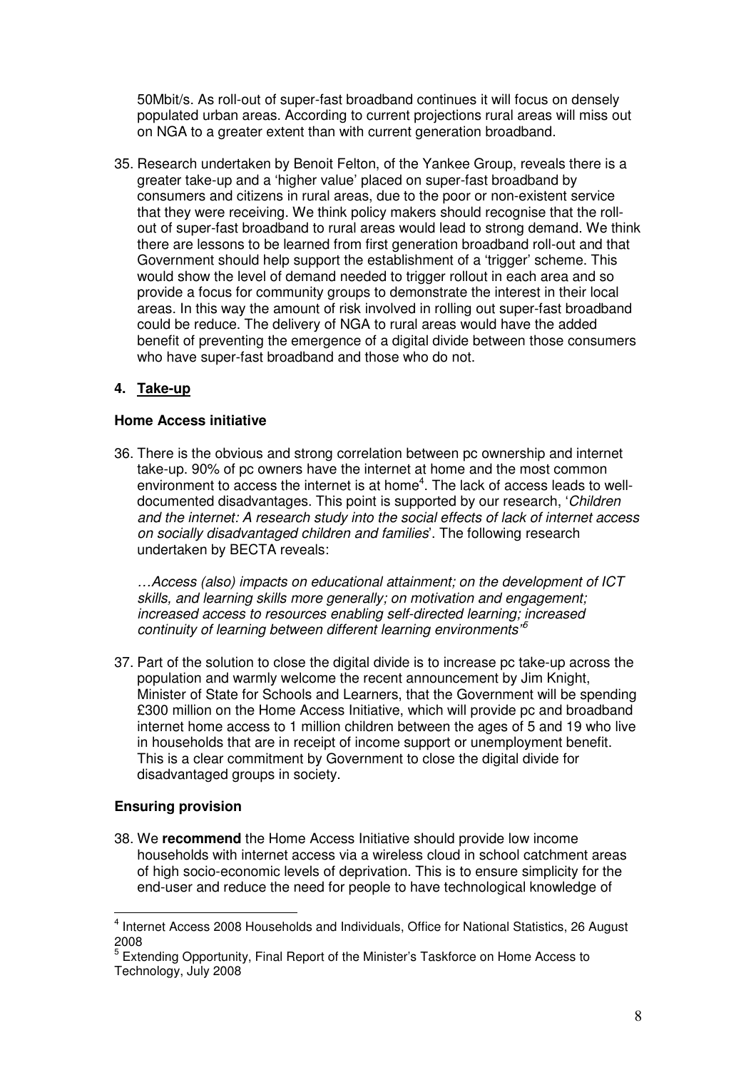50Mbit/s. As roll-out of super-fast broadband continues it will focus on densely populated urban areas. According to current projections rural areas will miss out on NGA to a greater extent than with current generation broadband.

35. Research undertaken by Benoit Felton, of the Yankee Group, reveals there is a greater take-up and a 'higher value' placed on super-fast broadband by consumers and citizens in rural areas, due to the poor or non-existent service that they were receiving. We think policy makers should recognise that the roll-out of super-fast broadband to rural areas would lead to strong demand. We think there are lessons to be learned from first generation broadband roll-out and that Government should help support the establishment of a 'trigger' scheme. This would show the level of demand needed to trigger rollout in each area and so provide a focus for community groups to demonstrate the interest in their local areas. In this way the amount of risk involved in rolling out super-fast broadband could be reduce. The delivery of NGA to rural areas would have the added benefit of preventing the emergence of a digital divide between those consumers who have super-fast broadband and those who do not.

## 4. Take-up

### Home Access initiative

36. There is the obvious and strong correlation between pc ownership and internet take-up. 90% of pc owners have the internet at home and the most common environment to access the internet is at home[4]. The lack of access leads to well-documented disadvantages. This point is supported by our research, '*Children and the internet: A research study into the social effects of lack of internet access on socially disadvantaged children and families*'. The following research undertaken by BECTA reveals:

    *…Access (also) impacts on educational attainment; on the development of ICT skills, and learning skills more generally; on motivation and engagement; increased access to resources enabling self-directed learning; increased continuity of learning between different learning environments'*[5]

37. Part of the solution to close the digital divide is to increase pc take-up across the population and warmly welcome the recent announcement by Jim Knight, Minister of State for Schools and Learners, that the Government will be spending £300 million on the Home Access Initiative, which will provide pc and broadband internet home access to 1 million children between the ages of 5 and 19 who live in households that are in receipt of income support or unemployment benefit. This is a clear commitment by Government to close the digital divide for disadvantaged groups in society.

### Ensuring provision

38. We **recommend** the Home Access Initiative should provide low income households with internet access via a wireless cloud in school catchment areas of high socio-economic levels of deprivation. This is to ensure simplicity for the end-user and reduce the need for people to have technological knowledge of

---

[4] Internet Access 2008 Households and Individuals, Office for National Statistics, 26 August 2008

[5] Extending Opportunity, Final Report of the Minister's Taskforce on Home Access to Technology, July 2008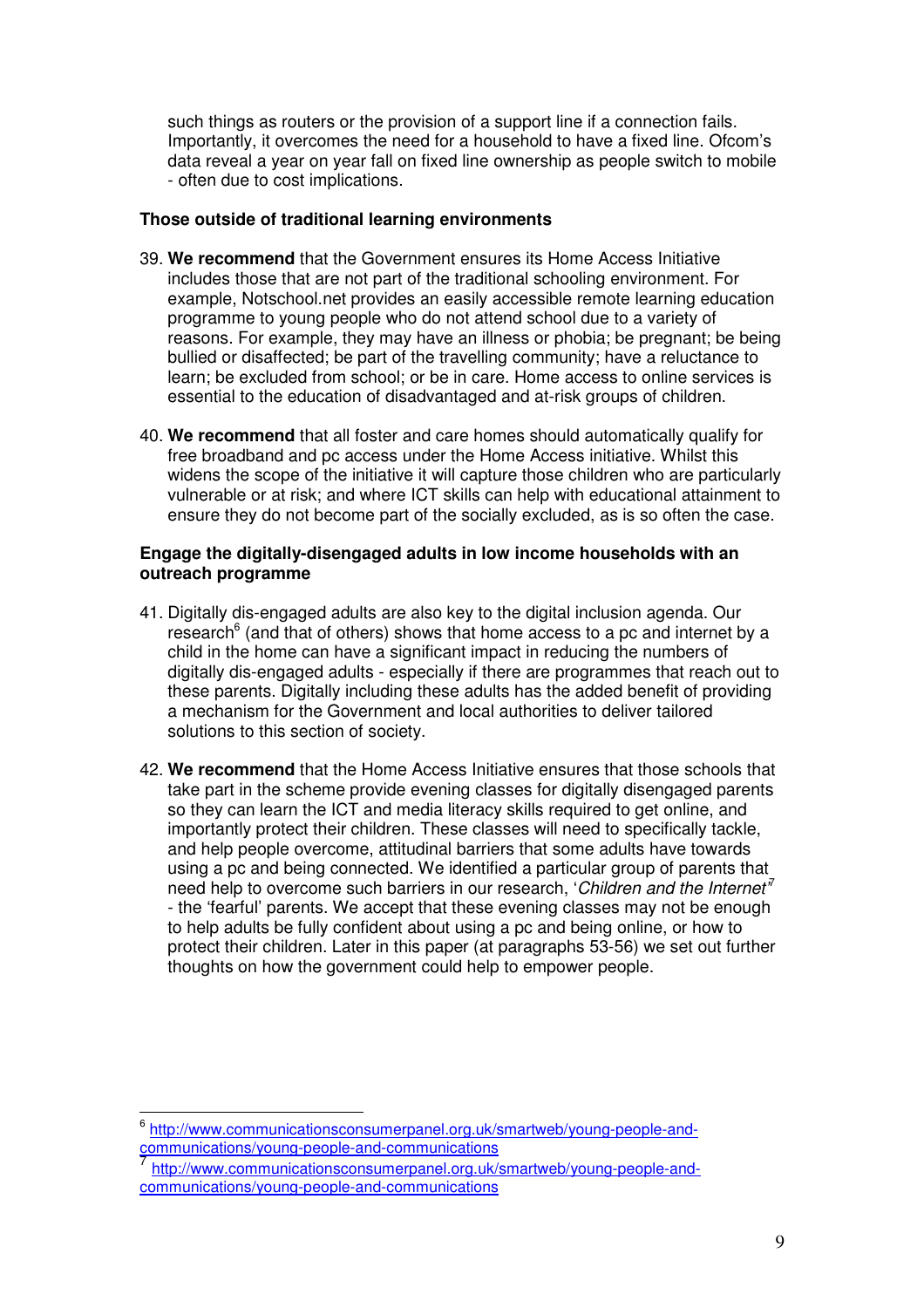such things as routers or the provision of a support line if a connection fails. Importantly, it overcomes the need for a household to have a fixed line. Ofcom's data reveal a year on year fall on fixed line ownership as people switch to mobile - often due to cost implications.

**Those outside of traditional learning environments**

39. **We recommend** that the Government ensures its Home Access Initiative includes those that are not part of the traditional schooling environment. For example, Notschool.net provides an easily accessible remote learning education programme to young people who do not attend school due to a variety of reasons. For example, they may have an illness or phobia; be pregnant; be being bullied or disaffected; be part of the travelling community; have a reluctance to learn; be excluded from school; or be in care. Home access to online services is essential to the education of disadvantaged and at-risk groups of children.

40. **We recommend** that all foster and care homes should automatically qualify for free broadband and pc access under the Home Access initiative. Whilst this widens the scope of the initiative it will capture those children who are particularly vulnerable or at risk; and where ICT skills can help with educational attainment to ensure they do not become part of the socially excluded, as is so often the case.

**Engage the digitally-disengaged adults in low income households with an outreach programme**

41. Digitally dis-engaged adults are also key to the digital inclusion agenda. Our research[6] (and that of others) shows that home access to a pc and internet by a child in the home can have a significant impact in reducing the numbers of digitally dis-engaged adults - especially if there are programmes that reach out to these parents. Digitally including these adults has the added benefit of providing a mechanism for the Government and local authorities to deliver tailored solutions to this section of society.

42. **We recommend** that the Home Access Initiative ensures that those schools that take part in the scheme provide evening classes for digitally disengaged parents so they can learn the ICT and media literacy skills required to get online, and importantly protect their children. These classes will need to specifically tackle, and help people overcome, attitudinal barriers that some adults have towards using a pc and being connected. We identified a particular group of parents that need help to overcome such barriers in our research, '*Children and the Internet*'[7] - the 'fearful' parents. We accept that these evening classes may not be enough to help adults be fully confident about using a pc and being online, or how to protect their children. Later in this paper (at paragraphs 53-56) we set out further thoughts on how the government could help to empower people.

---

[6] http://www.communicationsconsumerpanel.org.uk/smartweb/young-people-and-communications/young-people-and-communications

[7] http://www.communicationsconsumerpanel.org.uk/smartweb/young-people-and-communications/young-people-and-communications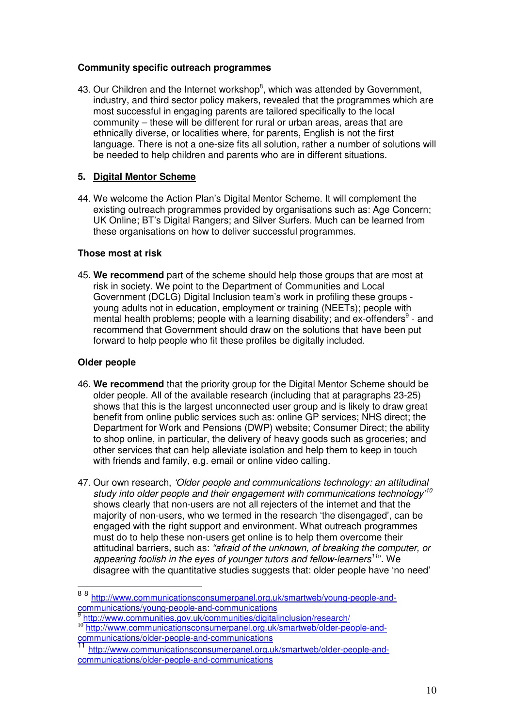**Community specific outreach programmes**

43. Our Children and the Internet workshop[8], which was attended by Government, industry, and third sector policy makers, revealed that the programmes which are most successful in engaging parents are tailored specifically to the local community – these will be different for rural or urban areas, areas that are ethnically diverse, or localities where, for parents, English is not the first language. There is not a one-size fits all solution, rather a number of solutions will be needed to help children and parents who are in different situations.

## 5. Digital Mentor Scheme

44. We welcome the Action Plan's Digital Mentor Scheme. It will complement the existing outreach programmes provided by organisations such as: Age Concern; UK Online; BT's Digital Rangers; and Silver Surfers. Much can be learned from these organisations on how to deliver successful programmes.

**Those most at risk**

45. **We recommend** part of the scheme should help those groups that are most at risk in society. We point to the Department of Communities and Local Government (DCLG) Digital Inclusion team's work in profiling these groups - young adults not in education, employment or training (NEETs); people with mental health problems; people with a learning disability; and ex-offenders[9] - and recommend that Government should draw on the solutions that have been put forward to help people who fit these profiles be digitally included.

**Older people**

46. **We recommend** that the priority group for the Digital Mentor Scheme should be older people. All of the available research (including that at paragraphs 23-25) shows that this is the largest unconnected user group and is likely to draw great benefit from online public services such as: online GP services; NHS direct; the Department for Work and Pensions (DWP) website; Consumer Direct; the ability to shop online, in particular, the delivery of heavy goods such as groceries; and other services that can help alleviate isolation and help them to keep in touch with friends and family, e.g. email or online video calling.

47. Our own research, *'Older people and communications technology: an attitudinal study into older people and their engagement with communications technology'*[10] shows clearly that non-users are not all rejecters of the internet and that the majority of non-users, who we termed in the research 'the disengaged', can be engaged with the right support and environment. What outreach programmes must do to help these non-users get online is to help them overcome their attitudinal barriers, such as: *"afraid of the unknown, of breaking the computer, or appearing foolish in the eyes of younger tutors and fellow-learners*[11]". We disagree with the quantitative studies suggests that: older people have 'no need'

---

[8] [8] http://www.communicationsconsumerpanel.org.uk/smartweb/young-people-and-communications/young-people-and-communications

[9] http://www.communities.gov.uk/communities/digitalinclusion/research/

[10] http://www.communicationsconsumerpanel.org.uk/smartweb/older-people-and-communications/older-people-and-communications

[11] http://www.communicationsconsumerpanel.org.uk/smartweb/older-people-and-communications/older-people-and-communications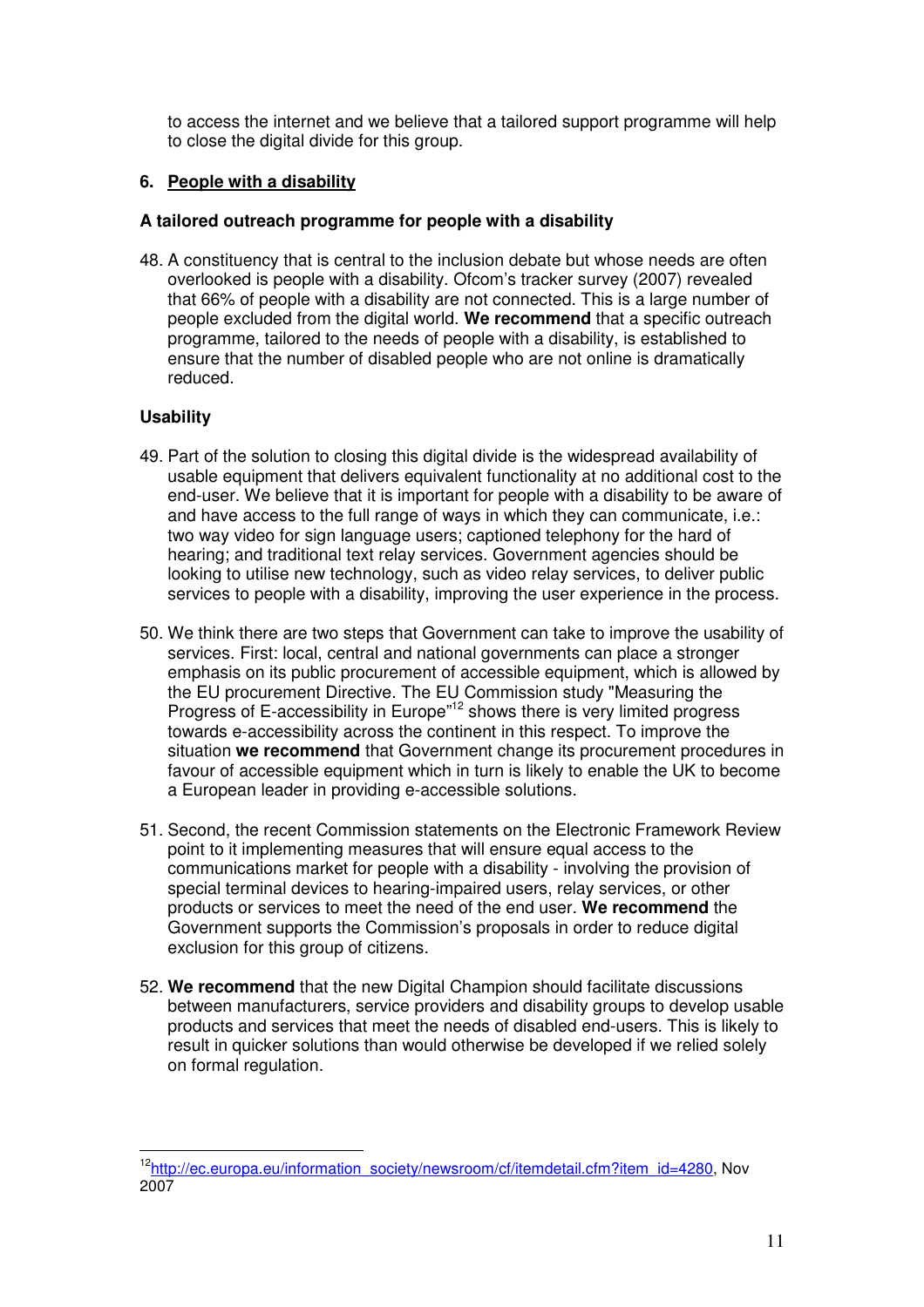to access the internet and we believe that a tailored support programme will help to close the digital divide for this group.

### 6. People with a disability

#### A tailored outreach programme for people with a disability

48. A constituency that is central to the inclusion debate but whose needs are often overlooked is people with a disability. Ofcom's tracker survey (2007) revealed that 66% of people with a disability are not connected. This is a large number of people excluded from the digital world. **We recommend** that a specific outreach programme, tailored to the needs of people with a disability, is established to ensure that the number of disabled people who are not online is dramatically reduced.

#### Usability

49. Part of the solution to closing this digital divide is the widespread availability of usable equipment that delivers equivalent functionality at no additional cost to the end-user. We believe that it is important for people with a disability to be aware of and have access to the full range of ways in which they can communicate, i.e.: two way video for sign language users; captioned telephony for the hard of hearing; and traditional text relay services. Government agencies should be looking to utilise new technology, such as video relay services, to deliver public services to people with a disability, improving the user experience in the process.

50. We think there are two steps that Government can take to improve the usability of services. First: local, central and national governments can place a stronger emphasis on its public procurement of accessible equipment, which is allowed by the EU procurement Directive. The EU Commission study "Measuring the Progress of E-accessibility in Europe"[12] shows there is very limited progress towards e-accessibility across the continent in this respect. To improve the situation **we recommend** that Government change its procurement procedures in favour of accessible equipment which in turn is likely to enable the UK to become a European leader in providing e-accessible solutions.

51. Second, the recent Commission statements on the Electronic Framework Review point to it implementing measures that will ensure equal access to the communications market for people with a disability - involving the provision of special terminal devices to hearing-impaired users, relay services, or other products or services to meet the need of the end user. **We recommend** the Government supports the Commission's proposals in order to reduce digital exclusion for this group of citizens.

52. **We recommend** that the new Digital Champion should facilitate discussions between manufacturers, service providers and disability groups to develop usable products and services that meet the needs of disabled end-users. This is likely to result in quicker solutions than would otherwise be developed if we relied solely on formal regulation.

---

[12] http://ec.europa.eu/information_society/newsroom/cf/itemdetail.cfm?item_id=4280, Nov 2007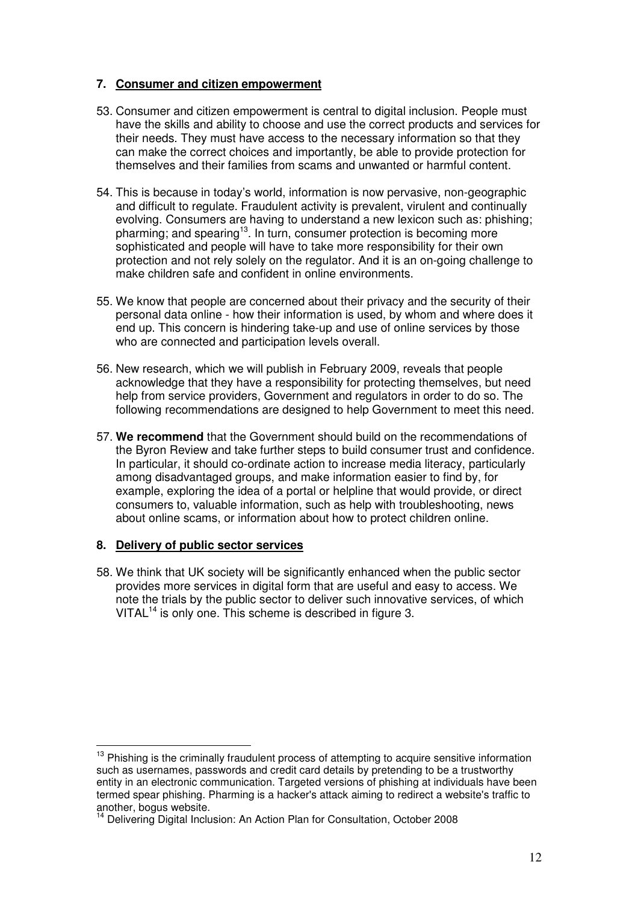## 7. Consumer and citizen empowerment

53. Consumer and citizen empowerment is central to digital inclusion. People must have the skills and ability to choose and use the correct products and services for their needs. They must have access to the necessary information so that they can make the correct choices and importantly, be able to provide protection for themselves and their families from scams and unwanted or harmful content.

54. This is because in today's world, information is now pervasive, non-geographic and difficult to regulate. Fraudulent activity is prevalent, virulent and continually evolving. Consumers are having to understand a new lexicon such as: phishing; pharming; and spearing[13]. In turn, consumer protection is becoming more sophisticated and people will have to take more responsibility for their own protection and not rely solely on the regulator. And it is an on-going challenge to make children safe and confident in online environments.

55. We know that people are concerned about their privacy and the security of their personal data online - how their information is used, by whom and where does it end up. This concern is hindering take-up and use of online services by those who are connected and participation levels overall.

56. New research, which we will publish in February 2009, reveals that people acknowledge that they have a responsibility for protecting themselves, but need help from service providers, Government and regulators in order to do so. The following recommendations are designed to help Government to meet this need.

57. **We recommend** that the Government should build on the recommendations of the Byron Review and take further steps to build consumer trust and confidence. In particular, it should co-ordinate action to increase media literacy, particularly among disadvantaged groups, and make information easier to find by, for example, exploring the idea of a portal or helpline that would provide, or direct consumers to, valuable information, such as help with troubleshooting, news about online scams, or information about how to protect children online.

## 8. Delivery of public sector services

58. We think that UK society will be significantly enhanced when the public sector provides more services in digital form that are useful and easy to access. We note the trials by the public sector to deliver such innovative services, of which VITAL[14] is only one. This scheme is described in figure 3.

---

[13] Phishing is the criminally fraudulent process of attempting to acquire sensitive information such as usernames, passwords and credit card details by pretending to be a trustworthy entity in an electronic communication. Targeted versions of phishing at individuals have been termed spear phishing. Pharming is a hacker's attack aiming to redirect a website's traffic to another, bogus website.

[14] Delivering Digital Inclusion: An Action Plan for Consultation, October 2008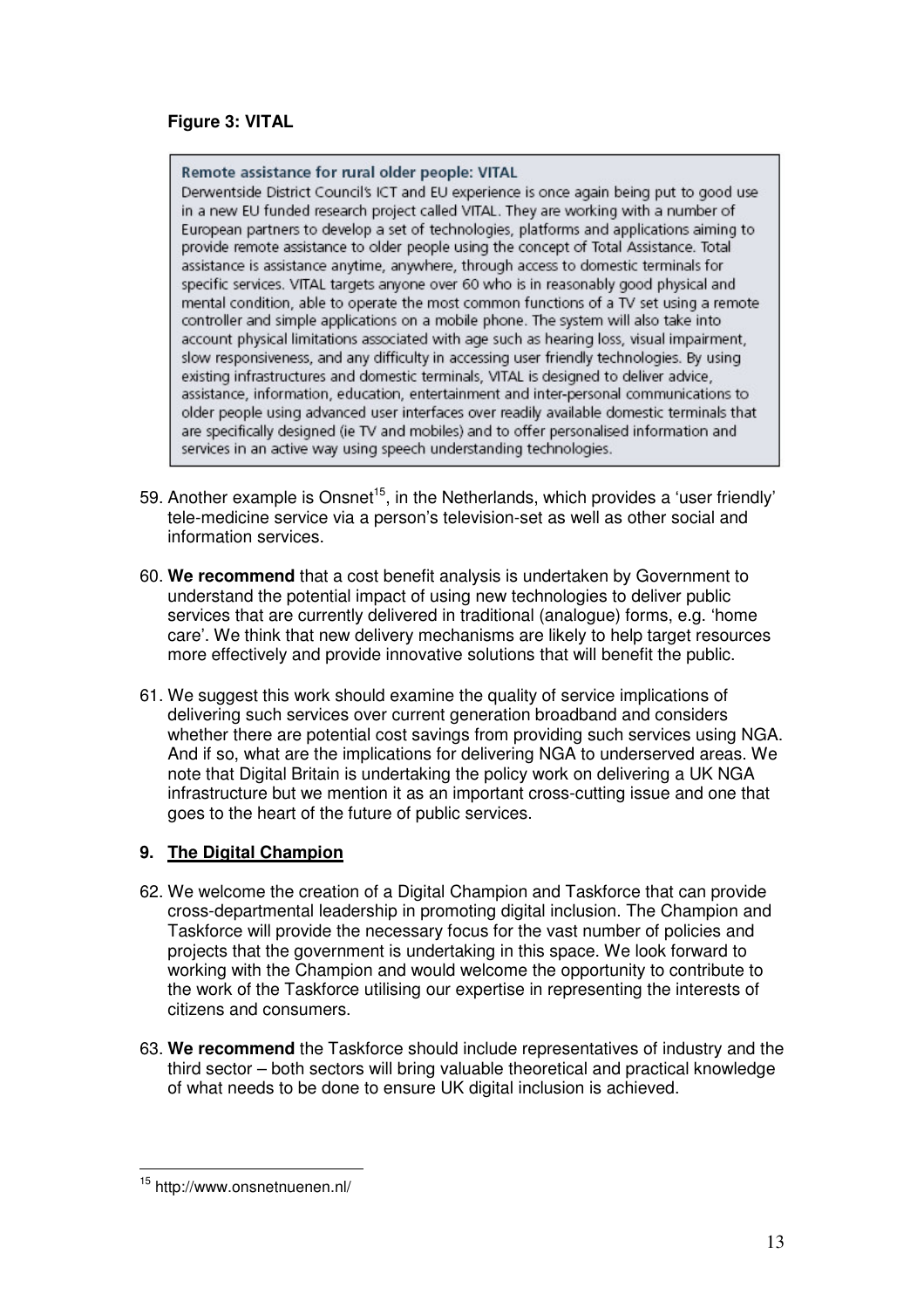**Figure 3: VITAL**

> **Remote assistance for rural older people: VITAL**
>
> Derwentside District Council's ICT and EU experience is once again being put to good use in a new EU funded research project called VITAL. They are working with a number of European partners to develop a set of technologies, platforms and applications aiming to provide remote assistance to older people using the concept of Total Assistance. Total assistance is assistance anytime, anywhere, through access to domestic terminals for specific services. VITAL targets anyone over 60 who is in reasonably good physical and mental condition, able to operate the most common functions of a TV set using a remote controller and simple applications on a mobile phone. The system will also take into account physical limitations associated with age such as hearing loss, visual impairment, slow responsiveness, and any difficulty in accessing user friendly technologies. By using existing infrastructures and domestic terminals, VITAL is designed to deliver advice, assistance, information, education, entertainment and inter-personal communications to older people using advanced user interfaces over readily available domestic terminals that are specifically designed (ie TV and mobiles) and to offer personalised information and services in an active way using speech understanding technologies.

59. Another example is Onsnet[15], in the Netherlands, which provides a 'user friendly' tele-medicine service via a person's television-set as well as other social and information services.

60. **We recommend** that a cost benefit analysis is undertaken by Government to understand the potential impact of using new technologies to deliver public services that are currently delivered in traditional (analogue) forms, e.g. 'home care'. We think that new delivery mechanisms are likely to help target resources more effectively and provide innovative solutions that will benefit the public.

61. We suggest this work should examine the quality of service implications of delivering such services over current generation broadband and considers whether there are potential cost savings from providing such services using NGA. And if so, what are the implications for delivering NGA to underserved areas. We note that Digital Britain is undertaking the policy work on delivering a UK NGA infrastructure but we mention it as an important cross-cutting issue and one that goes to the heart of the future of public services.

## 9. The Digital Champion

62. We welcome the creation of a Digital Champion and Taskforce that can provide cross-departmental leadership in promoting digital inclusion. The Champion and Taskforce will provide the necessary focus for the vast number of policies and projects that the government is undertaking in this space. We look forward to working with the Champion and would welcome the opportunity to contribute to the work of the Taskforce utilising our expertise in representing the interests of citizens and consumers.

63. **We recommend** the Taskforce should include representatives of industry and the third sector – both sectors will bring valuable theoretical and practical knowledge of what needs to be done to ensure UK digital inclusion is achieved.

---

[15] http://www.onsnetnuenen.nl/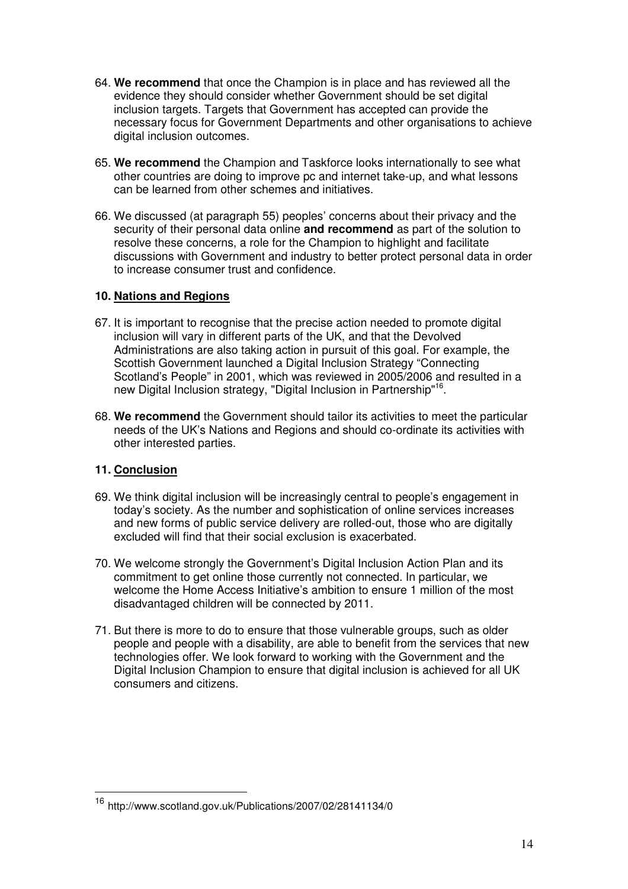64. **We recommend** that once the Champion is in place and has reviewed all the evidence they should consider whether Government should be set digital inclusion targets. Targets that Government has accepted can provide the necessary focus for Government Departments and other organisations to achieve digital inclusion outcomes.

65. **We recommend** the Champion and Taskforce looks internationally to see what other countries are doing to improve pc and internet take-up, and what lessons can be learned from other schemes and initiatives.

66. We discussed (at paragraph 55) peoples' concerns about their privacy and the security of their personal data online **and recommend** as part of the solution to resolve these concerns, a role for the Champion to highlight and facilitate discussions with Government and industry to better protect personal data in order to increase consumer trust and confidence.

## 10. Nations and Regions

67. It is important to recognise that the precise action needed to promote digital inclusion will vary in different parts of the UK, and that the Devolved Administrations are also taking action in pursuit of this goal. For example, the Scottish Government launched a Digital Inclusion Strategy "Connecting Scotland's People" in 2001, which was reviewed in 2005/2006 and resulted in a new Digital Inclusion strategy, "Digital Inclusion in Partnership"[16].

68. **We recommend** the Government should tailor its activities to meet the particular needs of the UK's Nations and Regions and should co-ordinate its activities with other interested parties.

## 11. Conclusion

69. We think digital inclusion will be increasingly central to people's engagement in today's society. As the number and sophistication of online services increases and new forms of public service delivery are rolled-out, those who are digitally excluded will find that their social exclusion is exacerbated.

70. We welcome strongly the Government's Digital Inclusion Action Plan and its commitment to get online those currently not connected. In particular, we welcome the Home Access Initiative's ambition to ensure 1 million of the most disadvantaged children will be connected by 2011.

71. But there is more to do to ensure that those vulnerable groups, such as older people and people with a disability, are able to benefit from the services that new technologies offer. We look forward to working with the Government and the Digital Inclusion Champion to ensure that digital inclusion is achieved for all UK consumers and citizens.

---

[16] http://www.scotland.gov.uk/Publications/2007/02/28141134/0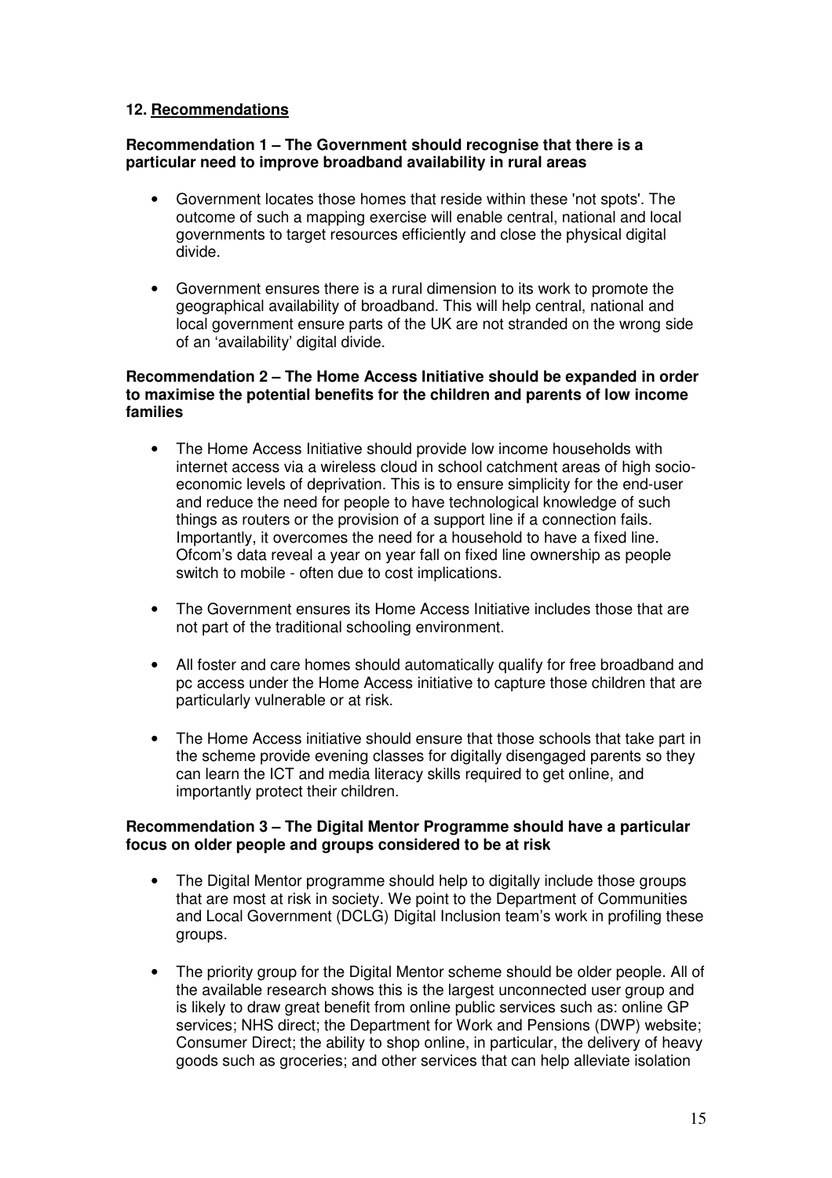## 12. Recommendations

**Recommendation 1 – The Government should recognise that there is a particular need to improve broadband availability in rural areas**

- Government locates those homes that reside within these 'not spots'. The outcome of such a mapping exercise will enable central, national and local governments to target resources efficiently and close the physical digital divide.

- Government ensures there is a rural dimension to its work to promote the geographical availability of broadband. This will help central, national and local government ensure parts of the UK are not stranded on the wrong side of an 'availability' digital divide.

**Recommendation 2 – The Home Access Initiative should be expanded in order to maximise the potential benefits for the children and parents of low income families**

- The Home Access Initiative should provide low income households with internet access via a wireless cloud in school catchment areas of high socio-economic levels of deprivation. This is to ensure simplicity for the end-user and reduce the need for people to have technological knowledge of such things as routers or the provision of a support line if a connection fails. Importantly, it overcomes the need for a household to have a fixed line. Ofcom's data reveal a year on year fall on fixed line ownership as people switch to mobile - often due to cost implications.

- The Government ensures its Home Access Initiative includes those that are not part of the traditional schooling environment.

- All foster and care homes should automatically qualify for free broadband and pc access under the Home Access initiative to capture those children that are particularly vulnerable or at risk.

- The Home Access initiative should ensure that those schools that take part in the scheme provide evening classes for digitally disengaged parents so they can learn the ICT and media literacy skills required to get online, and importantly protect their children.

**Recommendation 3 – The Digital Mentor Programme should have a particular focus on older people and groups considered to be at risk**

- The Digital Mentor programme should help to digitally include those groups that are most at risk in society. We point to the Department of Communities and Local Government (DCLG) Digital Inclusion team's work in profiling these groups.

- The priority group for the Digital Mentor scheme should be older people. All of the available research shows this is the largest unconnected user group and is likely to draw great benefit from online public services such as: online GP services; NHS direct; the Department for Work and Pensions (DWP) website; Consumer Direct; the ability to shop online, in particular, the delivery of heavy goods such as groceries; and other services that can help alleviate isolation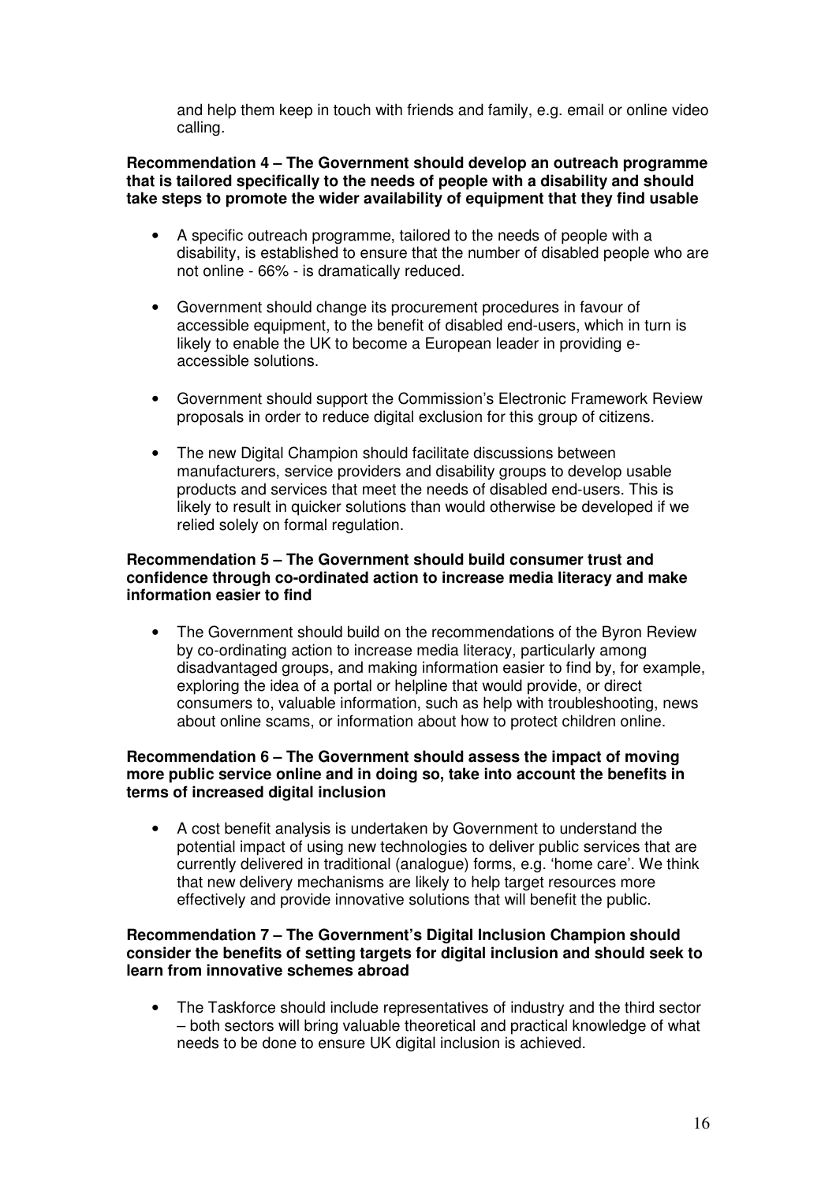and help them keep in touch with friends and family, e.g. email or online video calling.

**Recommendation 4 – The Government should develop an outreach programme that is tailored specifically to the needs of people with a disability and should take steps to promote the wider availability of equipment that they find usable**

- A specific outreach programme, tailored to the needs of people with a disability, is established to ensure that the number of disabled people who are not online - 66% - is dramatically reduced.
- Government should change its procurement procedures in favour of accessible equipment, to the benefit of disabled end-users, which in turn is likely to enable the UK to become a European leader in providing e-accessible solutions.
- Government should support the Commission's Electronic Framework Review proposals in order to reduce digital exclusion for this group of citizens.
- The new Digital Champion should facilitate discussions between manufacturers, service providers and disability groups to develop usable products and services that meet the needs of disabled end-users. This is likely to result in quicker solutions than would otherwise be developed if we relied solely on formal regulation.

**Recommendation 5 – The Government should build consumer trust and confidence through co-ordinated action to increase media literacy and make information easier to find**

- The Government should build on the recommendations of the Byron Review by co-ordinating action to increase media literacy, particularly among disadvantaged groups, and making information easier to find by, for example, exploring the idea of a portal or helpline that would provide, or direct consumers to, valuable information, such as help with troubleshooting, news about online scams, or information about how to protect children online.

**Recommendation 6 – The Government should assess the impact of moving more public service online and in doing so, take into account the benefits in terms of increased digital inclusion**

- A cost benefit analysis is undertaken by Government to understand the potential impact of using new technologies to deliver public services that are currently delivered in traditional (analogue) forms, e.g. 'home care'. We think that new delivery mechanisms are likely to help target resources more effectively and provide innovative solutions that will benefit the public.

**Recommendation 7 – The Government's Digital Inclusion Champion should consider the benefits of setting targets for digital inclusion and should seek to learn from innovative schemes abroad**

- The Taskforce should include representatives of industry and the third sector – both sectors will bring valuable theoretical and practical knowledge of what needs to be done to ensure UK digital inclusion is achieved.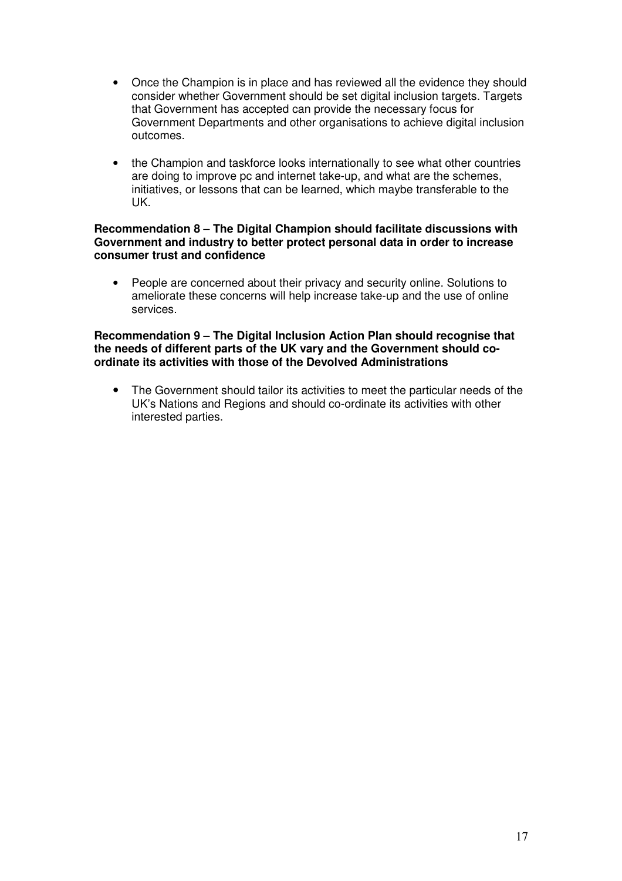- Once the Champion is in place and has reviewed all the evidence they should consider whether Government should be set digital inclusion targets. Targets that Government has accepted can provide the necessary focus for Government Departments and other organisations to achieve digital inclusion outcomes.

- the Champion and taskforce looks internationally to see what other countries are doing to improve pc and internet take-up, and what are the schemes, initiatives, or lessons that can be learned, which maybe transferable to the UK.

**Recommendation 8 – The Digital Champion should facilitate discussions with Government and industry to better protect personal data in order to increase consumer trust and confidence**

- People are concerned about their privacy and security online. Solutions to ameliorate these concerns will help increase take-up and the use of online services.

**Recommendation 9 – The Digital Inclusion Action Plan should recognise that the needs of different parts of the UK vary and the Government should co-ordinate its activities with those of the Devolved Administrations**

- The Government should tailor its activities to meet the particular needs of the UK's Nations and Regions and should co-ordinate its activities with other interested parties.